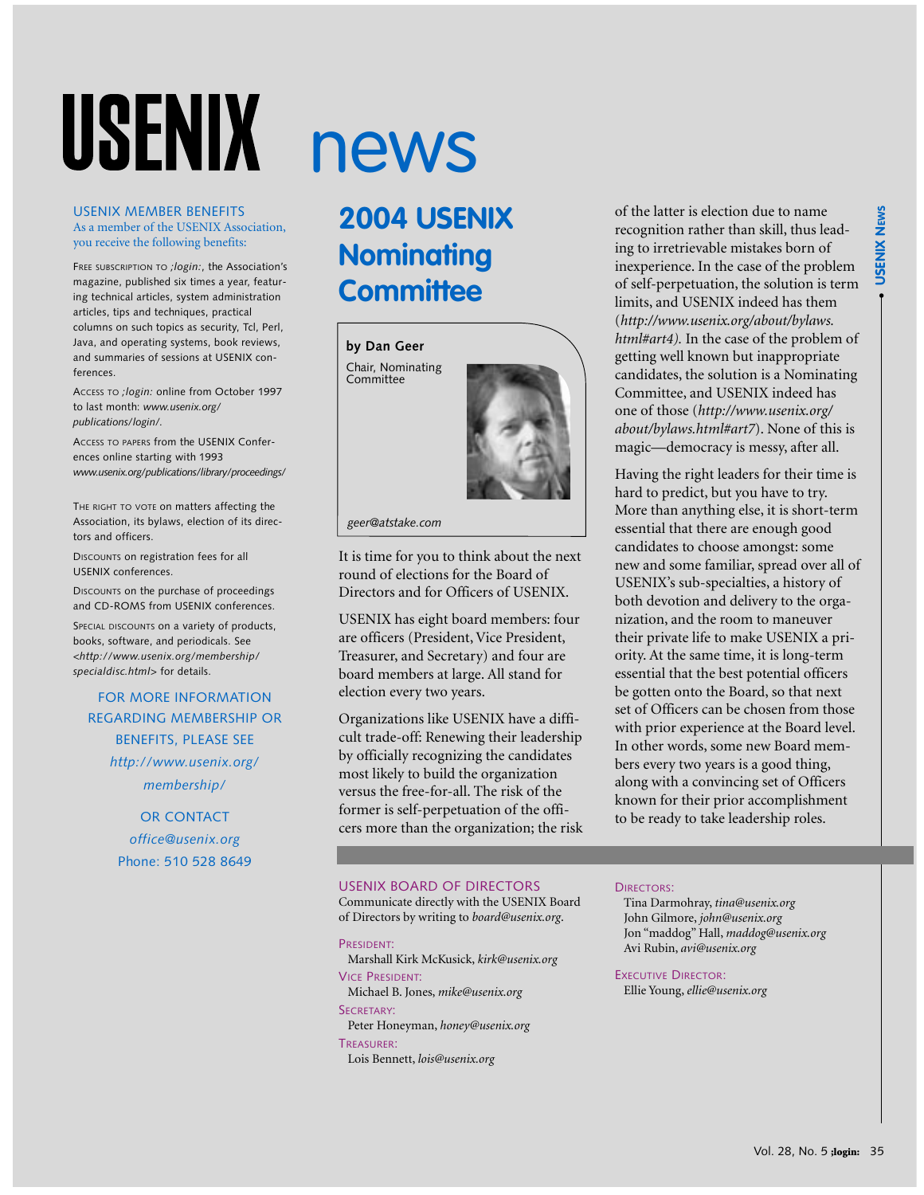# USENIX news

## USENIX MEMBER BENEFITS

As a member of the USENIX Association, you receive the following benefits:

FREE SUBSCRIPTION TO *;login:*, the Association's magazine, published six times a year, featuring technical articles, system administration articles, tips and techniques, practical columns on such topics as security, Tcl, Perl, Java, and operating systems, book reviews, and summaries of sessions at USENIX conferences.

ACCESS TO *;login:* online from October 1997 to last month: *www.usenix.org/publications/login/*.

ACCESS TO PAPERS from the USENIX Conferences online starting with 1993 *www.usenix.org/publications/library/proceedings/*

THE RIGHT TO VOTE on matters affecting the Association, its bylaws, election of its directors and officers.

DISCOUNTS on registration fees for all USENIX conferences.

DISCOUNTS on the purchase of proceedings and CD-ROMS from USENIX conferences.

SPECIAL DISCOUNTS on a variety of products, books, software, and periodicals. See <*http://www.usenix.org/membership/specialdisc.html*> for details.

FOR MORE INFORMATION REGARDING MEMBERSHIP OR BENEFITS, PLEASE SEE *http://www.usenix.org/membership/*

OR CONTACT *office@usenix.org* Phone: 510 528 8649

## 2004 USENIX Nominating Committee

**by Dan Geer**

Chair, Nominating Committee

*geer@atstake.com*

It is time for you to think about the next round of elections for the Board of Directors and for Officers of USENIX.

USENIX has eight board members: four are officers (President, Vice President, Treasurer, and Secretary) and four are board members at large. All stand for election every two years.

Organizations like USENIX have a difficult trade-off: Renewing their leadership by officially recognizing the candidates most likely to build the organization versus the free-for-all. The risk of the former is self-perpetuation of the officers more than the organization; the risk of the latter is election due to name recognition rather than skill, thus leading to irretrievable mistakes born of inexperience. In the case of the problem of self-perpetuation, the solution is term limits, and USENIX indeed has them (*http://www.usenix.org/about/bylaws.html#art4).* In the case of the problem of getting well known but inappropriate candidates, the solution is a Nominating Committee, and USENIX indeed has one of those (*http://www.usenix.org/about/bylaws.html#art7*). None of this is magic—democracy is messy, after all.

Having the right leaders for their time is hard to predict, but you have to try. More than anything else, it is short-term essential that there are enough good candidates to choose amongst: some new and some familiar, spread over all of USENIX's sub-specialties, a history of both devotion and delivery to the organization, and the room to maneuver their private life to make USENIX a priority. At the same time, it is long-term essential that the best potential officers be gotten onto the Board, so that next set of Officers can be chosen from those with prior experience at the Board level. In other words, some new Board members every two years is a good thing, along with a convincing set of Officers known for their prior accomplishment to be ready to take leadership roles.

## USENIX BOARD OF DIRECTORS

Communicate directly with the USENIX Board of Directors by writing to *board@usenix.org*.

PRESIDENT:
Marshall Kirk McKusick, *kirk@usenix.org*

VICE PRESIDENT:
Michael B. Jones, *mike@usenix.org*

SECRETARY:
Peter Honeyman, *honey@usenix.org*

TREASURER:
Lois Bennett, *lois@usenix.org*

DIRECTORS:
Tina Darmohray, *tina@usenix.org*
John Gilmore, *john@usenix.org*
Jon "maddog" Hall, *maddog@usenix.org*
Avi Rubin, *avi@usenix.org*

EXECUTIVE DIRECTOR:
Ellie Young, *ellie@usenix.org*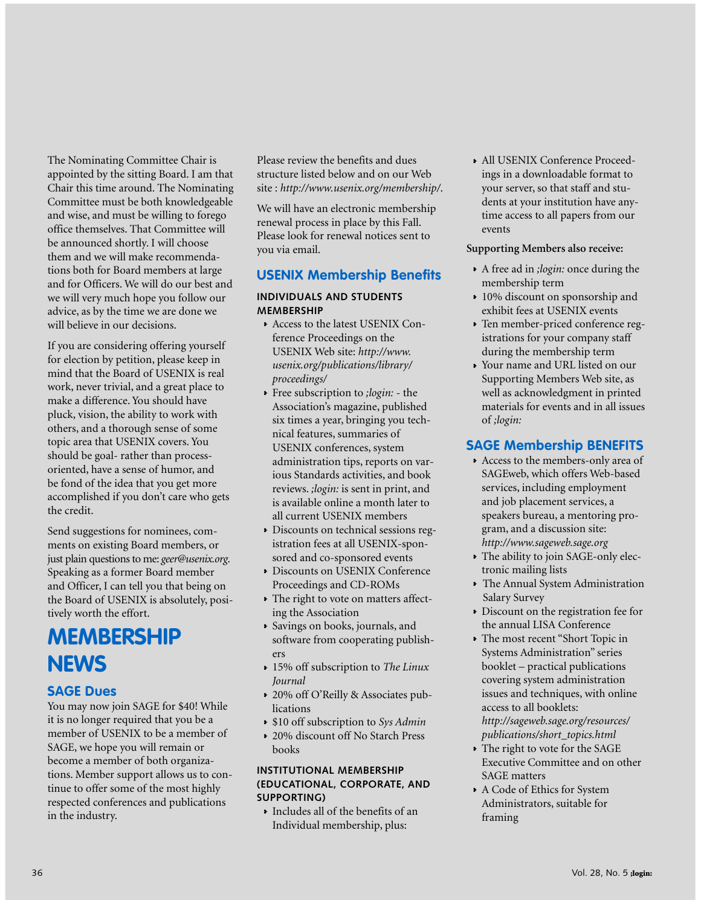The Nominating Committee Chair is appointed by the sitting Board. I am that Chair this time around. The Nominating Committee must be both knowledgeable and wise, and must be willing to forego office themselves. That Committee will be announced shortly. I will choose them and we will make recommendations both for Board members at large and for Officers. We will do our best and we will very much hope you follow our advice, as by the time we are done we will believe in our decisions.

If you are considering offering yourself for election by petition, please keep in mind that the Board of USENIX is real work, never trivial, and a great place to make a difference. You should have pluck, vision, the ability to work with others, and a thorough sense of some topic area that USENIX covers. You should be goal- rather than process-oriented, have a sense of humor, and be fond of the idea that you get more accomplished if you don't care who gets the credit.

Send suggestions for nominees, comments on existing Board members, or just plain questions to me: *geer@usenix.org*. Speaking as a former Board member and Officer, I can tell you that being on the Board of USENIX is absolutely, positively worth the effort.

# MEMBERSHIP NEWS

## SAGE Dues

You may now join SAGE for $40! While it is no longer required that you be a member of USENIX to be a member of SAGE, we hope you will remain or become a member of both organizations. Member support allows us to continue to offer some of the most highly respected conferences and publications in the industry.

Please review the benefits and dues structure listed below and on our Web site : *http://www.usenix.org/membership/*.

We will have an electronic membership renewal process in place by this Fall. Please look for renewal notices sent to you via email.

## USENIX Membership Benefits

### INDIVIDUALS AND STUDENTS MEMBERSHIP

- Access to the latest USENIX Conference Proceedings on the USENIX Web site: *http://www.usenix.org/publications/library/proceedings/*
- Free subscription to *;login:* - the Association's magazine, published six times a year, bringing you technical features, summaries of USENIX conferences, system administration tips, reports on various Standards activities, and book reviews. *;login:* is sent in print, and is available online a month later to all current USENIX members
- Discounts on technical sessions registration fees at all USENIX-sponsored and co-sponsored events
- Discounts on USENIX Conference Proceedings and CD-ROMs
- The right to vote on matters affecting the Association
- Savings on books, journals, and software from cooperating publishers
- 15% off subscription to *The Linux Journal*
- 20% off O'Reilly & Associates publications
- $10 off subscription to *Sys Admin*
- 20% discount off No Starch Press books

### INSTITUTIONAL MEMBERSHIP (EDUCATIONAL, CORPORATE, AND SUPPORTING)

- Includes all of the benefits of an Individual membership, plus:
- All USENIX Conference Proceedings in a downloadable format to your server, so that staff and students at your institution have anytime access to all papers from our events

**Supporting Members also receive:**

- A free ad in *;login:* once during the membership term
- 10% discount on sponsorship and exhibit fees at USENIX events
- Ten member-priced conference registrations for your company staff during the membership term
- Your name and URL listed on our Supporting Members Web site, as well as acknowledgment in printed materials for events and in all issues of *;login:*

## SAGE Membership BENEFITS

- Access to the members-only area of SAGEweb, which offers Web-based services, including employment and job placement services, a speakers bureau, a mentoring program, and a discussion site: *http://www.sageweb.sage.org*
- The ability to join SAGE-only electronic mailing lists
- The Annual System Administration Salary Survey
- Discount on the registration fee for the annual LISA Conference
- The most recent "Short Topic in Systems Administration" series booklet – practical publications covering system administration issues and techniques, with online access to all booklets: *http://sageweb.sage.org/resources/publications/short_topics.html*
- The right to vote for the SAGE Executive Committee and on other SAGE matters
- A Code of Ethics for System Administrators, suitable for framing